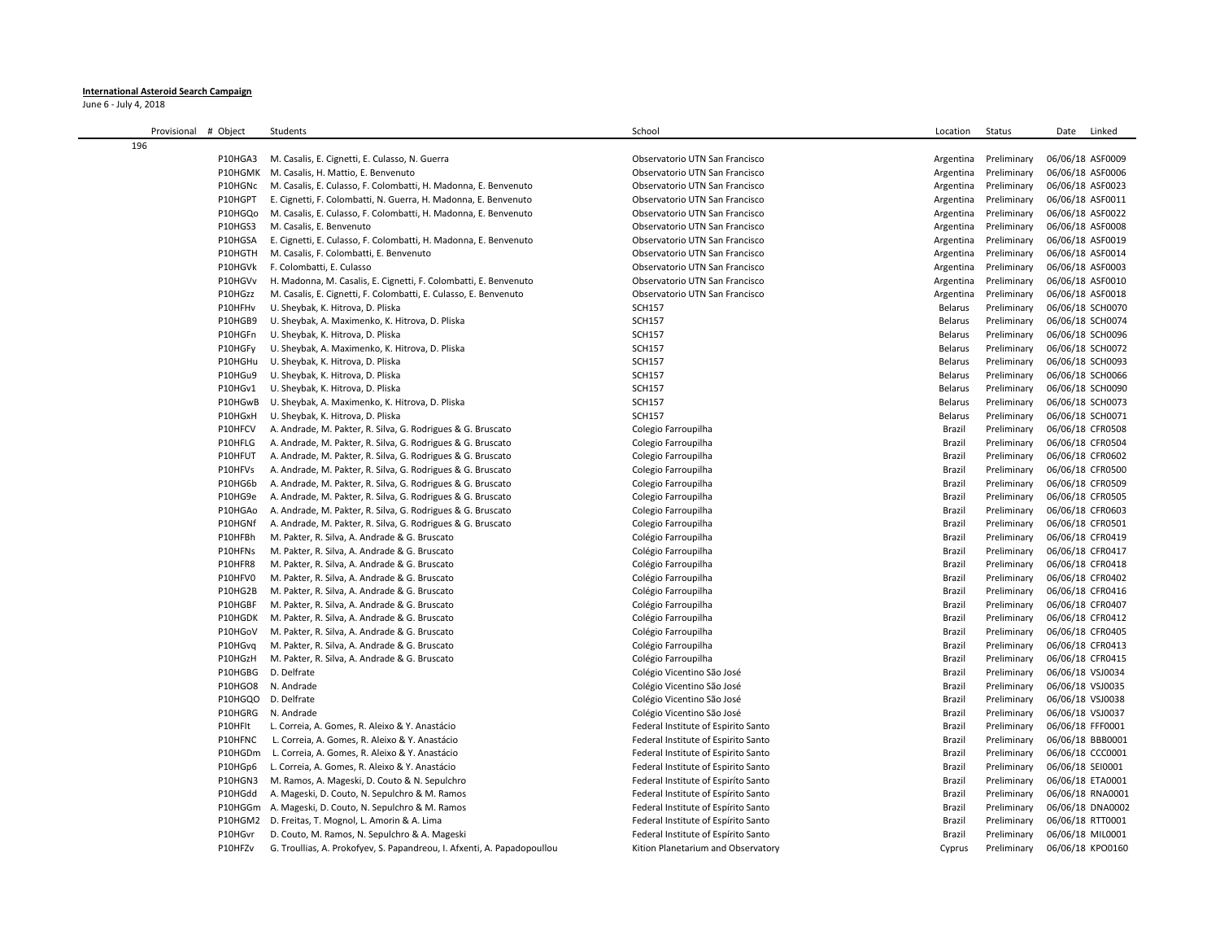**International Asteroid Search Campaign**

June 6 - July 4, 2018

| Provisional | # Object | Students | School | Location | Status | Date | Linked |
|---|---|---|---|---|---|---|---|
| 196 | | | | | | | |
| | P10HGA3 | M. Casalis, E. Cignetti, E. Culasso, N. Guerra | Observatorio UTN San Francisco | Argentina | Preliminary | 06/06/18 | ASF0009 |
| | P10HGMK | M. Casalis, H. Mattio, E. Benvenuto | Observatorio UTN San Francisco | Argentina | Preliminary | 06/06/18 | ASF0006 |
| | P10HGNc | M. Casalis, E. Culasso, F. Colombatti, H. Madonna, E. Benvenuto | Observatorio UTN San Francisco | Argentina | Preliminary | 06/06/18 | ASF0023 |
| | P10HGPT | E. Cignetti, F. Colombatti, N. Guerra, H. Madonna, E. Benvenuto | Observatorio UTN San Francisco | Argentina | Preliminary | 06/06/18 | ASF0011 |
| | P10HGQo | M. Casalis, E. Culasso, F. Colombatti, H. Madonna, E. Benvenuto | Observatorio UTN San Francisco | Argentina | Preliminary | 06/06/18 | ASF0022 |
| | P10HGS3 | M. Casalis, E. Benvenuto | Observatorio UTN San Francisco | Argentina | Preliminary | 06/06/18 | ASF0008 |
| | P10HGSA | E. Cignetti, E. Culasso, F. Colombatti, H. Madonna, E. Benvenuto | Observatorio UTN San Francisco | Argentina | Preliminary | 06/06/18 | ASF0019 |
| | P10HGTH | M. Casalis, F. Colombatti, E. Benvenuto | Observatorio UTN San Francisco | Argentina | Preliminary | 06/06/18 | ASF0014 |
| | P10HGVk | F. Colombatti, E. Culasso | Observatorio UTN San Francisco | Argentina | Preliminary | 06/06/18 | ASF0003 |
| | P10HGVv | H. Madonna, M. Casalis, E. Cignetti, F. Colombatti, E. Benvenuto | Observatorio UTN San Francisco | Argentina | Preliminary | 06/06/18 | ASF0010 |
| | P10HGzz | M. Casalis, E. Cignetti, F. Colombatti, E. Culasso, E. Benvenuto | Observatorio UTN San Francisco | Argentina | Preliminary | 06/06/18 | ASF0018 |
| | P10HFHv | U. Sheybak, K. Hitrova, D. Pliska | SCH157 | Belarus | Preliminary | 06/06/18 | SCH0070 |
| | P10HGB9 | U. Sheybak, A. Maximenko, K. Hitrova, D. Pliska | SCH157 | Belarus | Preliminary | 06/06/18 | SCH0074 |
| | P10HGFn | U. Sheybak, K. Hitrova, D. Pliska | SCH157 | Belarus | Preliminary | 06/06/18 | SCH0096 |
| | P10HGFy | U. Sheybak, A. Maximenko, K. Hitrova, D. Pliska | SCH157 | Belarus | Preliminary | 06/06/18 | SCH0072 |
| | P10HGHu | U. Sheybak, K. Hitrova, D. Pliska | SCH157 | Belarus | Preliminary | 06/06/18 | SCH0093 |
| | P10HGu9 | U. Sheybak, K. Hitrova, D. Pliska | SCH157 | Belarus | Preliminary | 06/06/18 | SCH0066 |
| | P10HGv1 | U. Sheybak, K. Hitrova, D. Pliska | SCH157 | Belarus | Preliminary | 06/06/18 | SCH0090 |
| | P10HGwB | U. Sheybak, A. Maximenko, K. Hitrova, D. Pliska | SCH157 | Belarus | Preliminary | 06/06/18 | SCH0073 |
| | P10HGxH | U. Sheybak, K. Hitrova, D. Pliska | SCH157 | Belarus | Preliminary | 06/06/18 | SCH0071 |
| | P10HFCV | A. Andrade, M. Pakter, R. Silva, G. Rodrigues & G. Bruscato | Colegio Farroupilha | Brazil | Preliminary | 06/06/18 | CFR0508 |
| | P10HFLG | A. Andrade, M. Pakter, R. Silva, G. Rodrigues & G. Bruscato | Colegio Farroupilha | Brazil | Preliminary | 06/06/18 | CFR0504 |
| | P10HFUT | A. Andrade, M. Pakter, R. Silva, G. Rodrigues & G. Bruscato | Colegio Farroupilha | Brazil | Preliminary | 06/06/18 | CFR0602 |
| | P10HFVs | A. Andrade, M. Pakter, R. Silva, G. Rodrigues & G. Bruscato | Colegio Farroupilha | Brazil | Preliminary | 06/06/18 | CFR0500 |
| | P10HG6b | A. Andrade, M. Pakter, R. Silva, G. Rodrigues & G. Bruscato | Colegio Farroupilha | Brazil | Preliminary | 06/06/18 | CFR0509 |
| | P10HG9e | A. Andrade, M. Pakter, R. Silva, G. Rodrigues & G. Bruscato | Colegio Farroupilha | Brazil | Preliminary | 06/06/18 | CFR0505 |
| | P10HGAo | A. Andrade, M. Pakter, R. Silva, G. Rodrigues & G. Bruscato | Colegio Farroupilha | Brazil | Preliminary | 06/06/18 | CFR0603 |
| | P10HGNf | A. Andrade, M. Pakter, R. Silva, G. Rodrigues & G. Bruscato | Colegio Farroupilha | Brazil | Preliminary | 06/06/18 | CFR0501 |
| | P10HFBh | M. Pakter, R. Silva, A. Andrade & G. Bruscato | Colégio Farroupilha | Brazil | Preliminary | 06/06/18 | CFR0419 |
| | P10HFNs | M. Pakter, R. Silva, A. Andrade & G. Bruscato | Colégio Farroupilha | Brazil | Preliminary | 06/06/18 | CFR0417 |
| | P10HFR8 | M. Pakter, R. Silva, A. Andrade & G. Bruscato | Colégio Farroupilha | Brazil | Preliminary | 06/06/18 | CFR0418 |
| | P10HFV0 | M. Pakter, R. Silva, A. Andrade & G. Bruscato | Colégio Farroupilha | Brazil | Preliminary | 06/06/18 | CFR0402 |
| | P10HG2B | M. Pakter, R. Silva, A. Andrade & G. Bruscato | Colégio Farroupilha | Brazil | Preliminary | 06/06/18 | CFR0416 |
| | P10HGBF | M. Pakter, R. Silva, A. Andrade & G. Bruscato | Colégio Farroupilha | Brazil | Preliminary | 06/06/18 | CFR0407 |
| | P10HGDK | M. Pakter, R. Silva, A. Andrade & G. Bruscato | Colégio Farroupilha | Brazil | Preliminary | 06/06/18 | CFR0412 |
| | P10HGoV | M. Pakter, R. Silva, A. Andrade & G. Bruscato | Colégio Farroupilha | Brazil | Preliminary | 06/06/18 | CFR0405 |
| | P10HGvq | M. Pakter, R. Silva, A. Andrade & G. Bruscato | Colégio Farroupilha | Brazil | Preliminary | 06/06/18 | CFR0413 |
| | P10HGzH | M. Pakter, R. Silva, A. Andrade & G. Bruscato | Colégio Farroupilha | Brazil | Preliminary | 06/06/18 | CFR0415 |
| | P10HGBG | D. Delfrate | Colégio Vicentino São José | Brazil | Preliminary | 06/06/18 | VSJ0034 |
| | P10HGO8 | N. Andrade | Colégio Vicentino São José | Brazil | Preliminary | 06/06/18 | VSJ0035 |
| | P10HGQO | D. Delfrate | Colégio Vicentino São José | Brazil | Preliminary | 06/06/18 | VSJ0038 |
| | P10HGRG | N. Andrade | Colégio Vicentino São José | Brazil | Preliminary | 06/06/18 | VSJ0037 |
| | P10HFIt | L. Correia, A. Gomes, R. Aleixo & Y. Anastácio | Federal Institute of Espirito Santo | Brazil | Preliminary | 06/06/18 | FFF0001 |
| | P10HFNC | L. Correia, A. Gomes, R. Aleixo & Y. Anastácio | Federal Institute of Espirito Santo | Brazil | Preliminary | 06/06/18 | BBB0001 |
| | P10HGDm | L. Correia, A. Gomes, R. Aleixo & Y. Anastácio | Federal Institute of Espirito Santo | Brazil | Preliminary | 06/06/18 | CCC0001 |
| | P10HGp6 | L. Correia, A. Gomes, R. Aleixo & Y. Anastácio | Federal Institute of Espirito Santo | Brazil | Preliminary | 06/06/18 | SEI0001 |
| | P10HGN3 | M. Ramos, A. Mageski, D. Couto & N. Sepulchro | Federal Institute of Espirito Santo | Brazil | Preliminary | 06/06/18 | ETA0001 |
| | P10HGdd | A. Mageski, D. Couto, N. Sepulchro & M. Ramos | Federal Institute of Espirito Santo | Brazil | Preliminary | 06/06/18 | RNA0001 |
| | P10HGGm | A. Mageski, D. Couto, N. Sepulchro & M. Ramos | Federal Institute of Espirito Santo | Brazil | Preliminary | 06/06/18 | DNA0002 |
| | P10HGM2 | D. Freitas, T. Mognol, L. Amorin & A. Lima | Federal Institute of Espírito Santo | Brazil | Preliminary | 06/06/18 | RTT0001 |
| | P10HGvr | D. Couto, M. Ramos, N. Sepulchro & A. Mageski | Federal Institute of Espirito Santo | Brazil | Preliminary | 06/06/18 | MIL0001 |
| | P10HFZv | G. Troullias, A. Prokofyev, S. Papandreou, I. Afxenti, A. Papadopoullou | Kition Planetarium and Observatory | Cyprus | Preliminary | 06/06/18 | KPO0160 |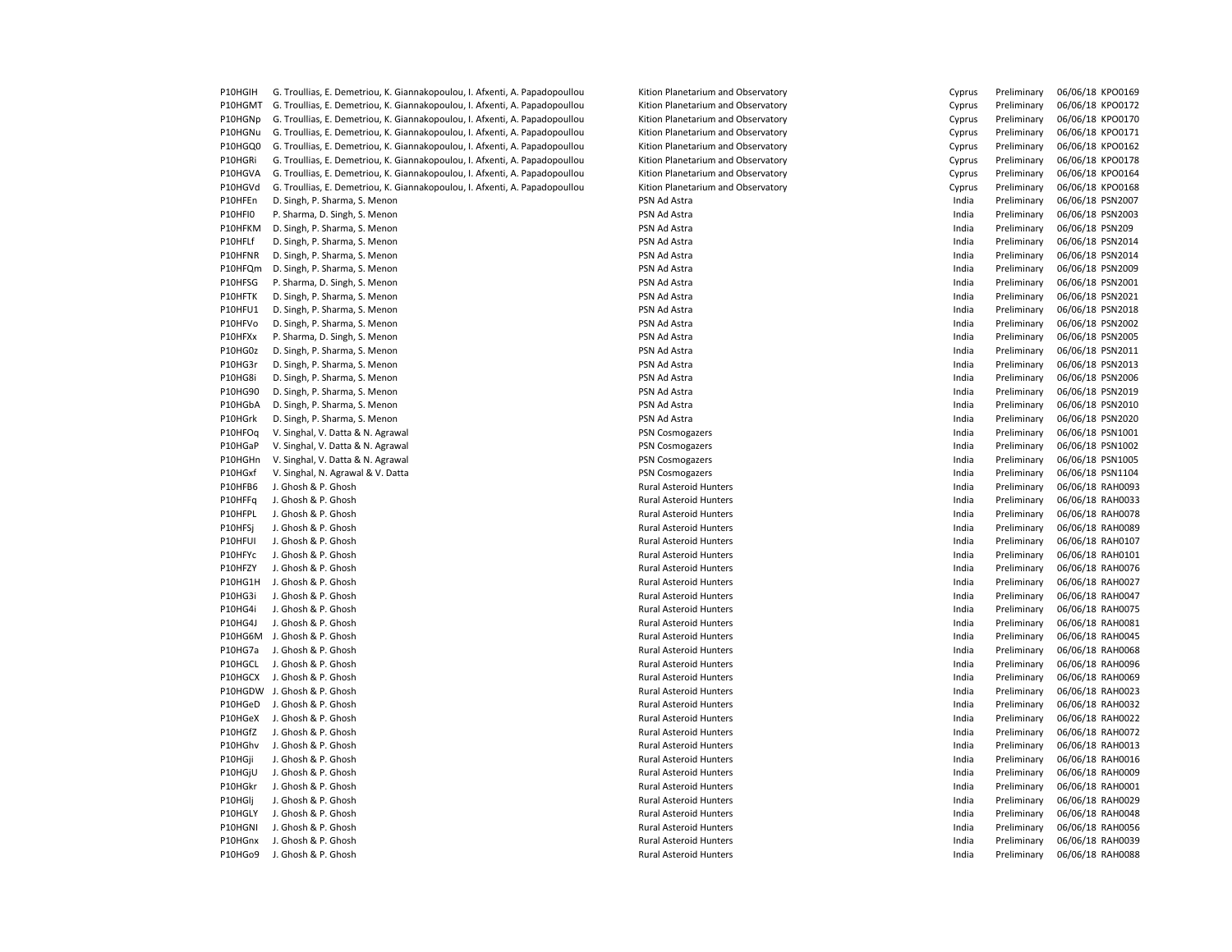| | | | | | | |
|---|---|---|---|---|---|---|
| P10HGIH | G. Troullias, E. Demetriou, K. Giannakopoulou, I. Afxenti, A. Papadopoullou | Kition Planetarium and Observatory | Cyprus | Preliminary | 06/06/18 | KPO0169 |
| P10HGMT | G. Troullias, E. Demetriou, K. Giannakopoulou, I. Afxenti, A. Papadopoullou | Kition Planetarium and Observatory | Cyprus | Preliminary | 06/06/18 | KPO0172 |
| P10HGNp | G. Troullias, E. Demetriou, K. Giannakopoulou, I. Afxenti, A. Papadopoullou | Kition Planetarium and Observatory | Cyprus | Preliminary | 06/06/18 | KPO0170 |
| P10HGNu | G. Troullias, E. Demetriou, K. Giannakopoulou, I. Afxenti, A. Papadopoullou | Kition Planetarium and Observatory | Cyprus | Preliminary | 06/06/18 | KPO0171 |
| P10HGQ0 | G. Troullias, E. Demetriou, K. Giannakopoulou, I. Afxenti, A. Papadopoullou | Kition Planetarium and Observatory | Cyprus | Preliminary | 06/06/18 | KPO0162 |
| P10HGRi | G. Troullias, E. Demetriou, K. Giannakopoulou, I. Afxenti, A. Papadopoullou | Kition Planetarium and Observatory | Cyprus | Preliminary | 06/06/18 | KPO0178 |
| P10HGVA | G. Troullias, E. Demetriou, K. Giannakopoulou, I. Afxenti, A. Papadopoullou | Kition Planetarium and Observatory | Cyprus | Preliminary | 06/06/18 | KPO0164 |
| P10HGVd | G. Troullias, E. Demetriou, K. Giannakopoulou, I. Afxenti, A. Papadopoullou | Kition Planetarium and Observatory | Cyprus | Preliminary | 06/06/18 | KPO0168 |
| P10HFEn | D. Singh, P. Sharma, S. Menon | PSN Ad Astra | India | Preliminary | 06/06/18 | PSN2007 |
| P10HFI0 | P. Sharma, D. Singh, S. Menon | PSN Ad Astra | India | Preliminary | 06/06/18 | PSN2003 |
| P10HFKM | D. Singh, P. Sharma, S. Menon | PSN Ad Astra | India | Preliminary | 06/06/18 | PSN209 |
| P10HFLf | D. Singh, P. Sharma, S. Menon | PSN Ad Astra | India | Preliminary | 06/06/18 | PSN2014 |
| P10HFNR | D. Singh, P. Sharma, S. Menon | PSN Ad Astra | India | Preliminary | 06/06/18 | PSN2014 |
| P10HFQm | D. Singh, P. Sharma, S. Menon | PSN Ad Astra | India | Preliminary | 06/06/18 | PSN2009 |
| P10HFSG | P. Sharma, D. Singh, S. Menon | PSN Ad Astra | India | Preliminary | 06/06/18 | PSN2001 |
| P10HFTK | D. Singh, P. Sharma, S. Menon | PSN Ad Astra | India | Preliminary | 06/06/18 | PSN2021 |
| P10HFU1 | D. Singh, P. Sharma, S. Menon | PSN Ad Astra | India | Preliminary | 06/06/18 | PSN2018 |
| P10HFVo | D. Singh, P. Sharma, S. Menon | PSN Ad Astra | India | Preliminary | 06/06/18 | PSN2002 |
| P10HFXx | P. Sharma, D. Singh, S. Menon | PSN Ad Astra | India | Preliminary | 06/06/18 | PSN2005 |
| P10HG0z | D. Singh, P. Sharma, S. Menon | PSN Ad Astra | India | Preliminary | 06/06/18 | PSN2011 |
| P10HG3r | D. Singh, P. Sharma, S. Menon | PSN Ad Astra | India | Preliminary | 06/06/18 | PSN2013 |
| P10HG8i | D. Singh, P. Sharma, S. Menon | PSN Ad Astra | India | Preliminary | 06/06/18 | PSN2006 |
| P10HG90 | D. Singh, P. Sharma, S. Menon | PSN Ad Astra | India | Preliminary | 06/06/18 | PSN2019 |
| P10HGbA | D. Singh, P. Sharma, S. Menon | PSN Ad Astra | India | Preliminary | 06/06/18 | PSN2010 |
| P10HGrk | D. Singh, P. Sharma, S. Menon | PSN Ad Astra | India | Preliminary | 06/06/18 | PSN2020 |
| P10HFOq | V. Singhal, V. Datta & N. Agrawal | PSN Cosmogazers | India | Preliminary | 06/06/18 | PSN1001 |
| P10HGaP | V. Singhal, V. Datta & N. Agrawal | PSN Cosmogazers | India | Preliminary | 06/06/18 | PSN1002 |
| P10HGHn | V. Singhal, V. Datta & N. Agrawal | PSN Cosmogazers | India | Preliminary | 06/06/18 | PSN1005 |
| P10HGxf | V. Singhal, N. Agrawal & V. Datta | PSN Cosmogazers | India | Preliminary | 06/06/18 | PSN1104 |
| P10HFB6 | J. Ghosh & P. Ghosh | Rural Asteroid Hunters | India | Preliminary | 06/06/18 | RAH0093 |
| P10HFFq | J. Ghosh & P. Ghosh | Rural Asteroid Hunters | India | Preliminary | 06/06/18 | RAH0033 |
| P10HFPL | J. Ghosh & P. Ghosh | Rural Asteroid Hunters | India | Preliminary | 06/06/18 | RAH0078 |
| P10HFSj | J. Ghosh & P. Ghosh | Rural Asteroid Hunters | India | Preliminary | 06/06/18 | RAH0089 |
| P10HFUI | J. Ghosh & P. Ghosh | Rural Asteroid Hunters | India | Preliminary | 06/06/18 | RAH0107 |
| P10HFYc | J. Ghosh & P. Ghosh | Rural Asteroid Hunters | India | Preliminary | 06/06/18 | RAH0101 |
| P10HFZY | J. Ghosh & P. Ghosh | Rural Asteroid Hunters | India | Preliminary | 06/06/18 | RAH0076 |
| P10HG1H | J. Ghosh & P. Ghosh | Rural Asteroid Hunters | India | Preliminary | 06/06/18 | RAH0027 |
| P10HG3i | J. Ghosh & P. Ghosh | Rural Asteroid Hunters | India | Preliminary | 06/06/18 | RAH0047 |
| P10HG4i | J. Ghosh & P. Ghosh | Rural Asteroid Hunters | India | Preliminary | 06/06/18 | RAH0075 |
| P10HG4J | J. Ghosh & P. Ghosh | Rural Asteroid Hunters | India | Preliminary | 06/06/18 | RAH0081 |
| P10HG6M | J. Ghosh & P. Ghosh | Rural Asteroid Hunters | India | Preliminary | 06/06/18 | RAH0045 |
| P10HG7a | J. Ghosh & P. Ghosh | Rural Asteroid Hunters | India | Preliminary | 06/06/18 | RAH0068 |
| P10HGCL | J. Ghosh & P. Ghosh | Rural Asteroid Hunters | India | Preliminary | 06/06/18 | RAH0096 |
| P10HGCX | J. Ghosh & P. Ghosh | Rural Asteroid Hunters | India | Preliminary | 06/06/18 | RAH0069 |
| P10HGDW | J. Ghosh & P. Ghosh | Rural Asteroid Hunters | India | Preliminary | 06/06/18 | RAH0023 |
| P10HGeD | J. Ghosh & P. Ghosh | Rural Asteroid Hunters | India | Preliminary | 06/06/18 | RAH0032 |
| P10HGeX | J. Ghosh & P. Ghosh | Rural Asteroid Hunters | India | Preliminary | 06/06/18 | RAH0022 |
| P10HGfZ | J. Ghosh & P. Ghosh | Rural Asteroid Hunters | India | Preliminary | 06/06/18 | RAH0072 |
| P10HGhv | J. Ghosh & P. Ghosh | Rural Asteroid Hunters | India | Preliminary | 06/06/18 | RAH0013 |
| P10HGji | J. Ghosh & P. Ghosh | Rural Asteroid Hunters | India | Preliminary | 06/06/18 | RAH0016 |
| P10HGjU | J. Ghosh & P. Ghosh | Rural Asteroid Hunters | India | Preliminary | 06/06/18 | RAH0009 |
| P10HGkr | J. Ghosh & P. Ghosh | Rural Asteroid Hunters | India | Preliminary | 06/06/18 | RAH0001 |
| P10HGlj | J. Ghosh & P. Ghosh | Rural Asteroid Hunters | India | Preliminary | 06/06/18 | RAH0029 |
| P10HGLY | J. Ghosh & P. Ghosh | Rural Asteroid Hunters | India | Preliminary | 06/06/18 | RAH0048 |
| P10HGNI | J. Ghosh & P. Ghosh | Rural Asteroid Hunters | India | Preliminary | 06/06/18 | RAH0056 |
| P10HGnx | J. Ghosh & P. Ghosh | Rural Asteroid Hunters | India | Preliminary | 06/06/18 | RAH0039 |
| P10HGo9 | J. Ghosh & P. Ghosh | Rural Asteroid Hunters | India | Preliminary | 06/06/18 | RAH0088 |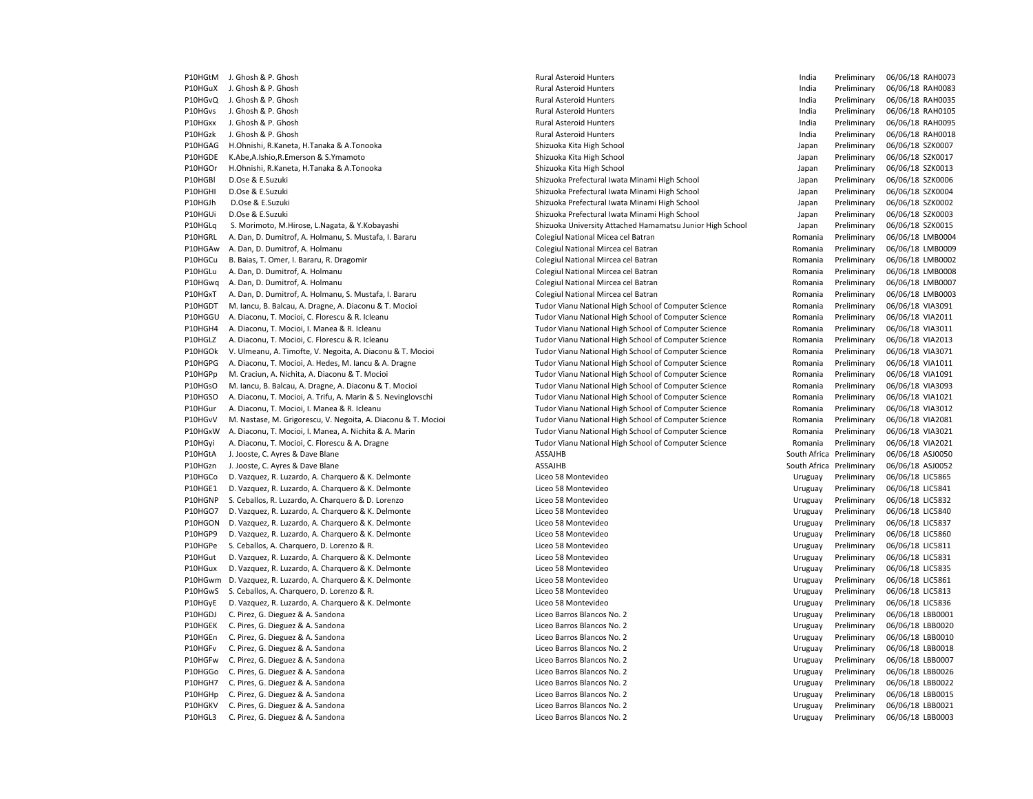| | | | | | | |
|---|---|---|---|---|---|---|
| P10HGtM | J. Ghosh & P. Ghosh | Rural Asteroid Hunters | India | Preliminary | 06/06/18 | RAH0073 |
| P10HGuX | J. Ghosh & P. Ghosh | Rural Asteroid Hunters | India | Preliminary | 06/06/18 | RAH0083 |
| P10HGvQ | J. Ghosh & P. Ghosh | Rural Asteroid Hunters | India | Preliminary | 06/06/18 | RAH0035 |
| P10HGvs | J. Ghosh & P. Ghosh | Rural Asteroid Hunters | India | Preliminary | 06/06/18 | RAH0105 |
| P10HGxx | J. Ghosh & P. Ghosh | Rural Asteroid Hunters | India | Preliminary | 06/06/18 | RAH0095 |
| P10HGzk | J. Ghosh & P. Ghosh | Rural Asteroid Hunters | India | Preliminary | 06/06/18 | RAH0018 |
| P10HGAG | H.Ohnishi, R.Kaneta, H.Tanaka & A.Tonooka | Shizuoka Kita High School | Japan | Preliminary | 06/06/18 | SZK0007 |
| P10HGDE | K.Abe,A.Ishio,R.Emerson & S.Ymamoto | Shizuoka Kita High School | Japan | Preliminary | 06/06/18 | SZK0017 |
| P10HGOr | H.Ohnishi, R.Kaneta, H.Tanaka & A.Tonooka | Shizuoka Kita High School | Japan | Preliminary | 06/06/18 | SZK0013 |
| P10HGBl | D.Ose & E.Suzuki | Shizuoka Prefectural Iwata Minami High School | Japan | Preliminary | 06/06/18 | SZK0006 |
| P10HGHI | D.Ose & E.Suzuki | Shizuoka Prefectural Iwata Minami High School | Japan | Preliminary | 06/06/18 | SZK0004 |
| P10HGJh | D.Ose & E.Suzuki | Shizuoka Prefectural Iwata Minami High School | Japan | Preliminary | 06/06/18 | SZK0002 |
| P10HGUi | D.Ose & E.Suzuki | Shizuoka Prefectural Iwata Minami High School | Japan | Preliminary | 06/06/18 | SZK0003 |
| P10HGLq | S. Morimoto, M.Hirose, L.Nagata, & Y.Kobayashi | Shizuoka University Attached Hamamatsu Junior High School | Japan | Preliminary | 06/06/18 | SZK0015 |
| P10HGRL | A. Dan, D. Dumitrof, A. Holmanu, S. Mustafa, I. Bararu | Colegiul National Micea cel Batran | Romania | Preliminary | 06/06/18 | LMB0004 |
| P10HGAw | A. Dan, D. Dumitrof, A. Holmanu | Colegiul National Mircea cel Batran | Romania | Preliminary | 06/06/18 | LMB0009 |
| P10HGCu | B. Baias, T. Omer, I. Bararu, R. Dragomir | Colegiul National Mircea cel Batran | Romania | Preliminary | 06/06/18 | LMB0002 |
| P10HGLu | A. Dan, D. Dumitrof, A. Holmanu | Colegiul National Mircea cel Batran | Romania | Preliminary | 06/06/18 | LMB0008 |
| P10HGwq | A. Dan, D. Dumitrof, A. Holmanu | Colegiul National Mircea cel Batran | Romania | Preliminary | 06/06/18 | LMB0007 |
| P10HGxT | A. Dan, D. Dumitrof, A. Holmanu, S. Mustafa, I. Bararu | Colegiul National Mircea cel Batran | Romania | Preliminary | 06/06/18 | LMB0003 |
| P10HGDT | M. Iancu, B. Balcau, A. Dragne, A. Diaconu & T. Mocioi | Tudor Vianu National High School of Computer Science | Romania | Preliminary | 06/06/18 | VIA3091 |
| P10HGGU | A. Diaconu, T. Mocioi, C. Florescu & R. Icleanu | Tudor Vianu National High School of Computer Science | Romania | Preliminary | 06/06/18 | VIA2011 |
| P10HGH4 | A. Diaconu, T. Mocioi, I. Manea & R. Icleanu | Tudor Vianu National High School of Computer Science | Romania | Preliminary | 06/06/18 | VIA3011 |
| P10HGLZ | A. Diaconu, T. Mocioi, C. Florescu & R. Icleanu | Tudor Vianu National High School of Computer Science | Romania | Preliminary | 06/06/18 | VIA2013 |
| P10HGOk | V. Ulmeanu, A. Timofte, V. Negoita, A. Diaconu & T. Mocioi | Tudor Vianu National High School of Computer Science | Romania | Preliminary | 06/06/18 | VIA3071 |
| P10HGPG | A. Diaconu, T. Mocioi, A. Hedes, M. Iancu & A. Dragne | Tudor Vianu National High School of Computer Science | Romania | Preliminary | 06/06/18 | VIA1011 |
| P10HGPp | M. Craciun, A. Nichita, A. Diaconu & T. Mocioi | Tudor Vianu National High School of Computer Science | Romania | Preliminary | 06/06/18 | VIA1091 |
| P10HGsO | M. Iancu, B. Balcau, A. Dragne, A. Diaconu & T. Mocioi | Tudor Vianu National High School of Computer Science | Romania | Preliminary | 06/06/18 | VIA3093 |
| P10HGSO | A. Diaconu, T. Mocioi, A. Trifu, A. Marin & S. Nevinglovschi | Tudor Vianu National High School of Computer Science | Romania | Preliminary | 06/06/18 | VIA1021 |
| P10HGur | A. Diaconu, T. Mocioi, I. Manea & R. Icleanu | Tudor Vianu National High School of Computer Science | Romania | Preliminary | 06/06/18 | VIA3012 |
| P10HGvV | M. Nastase, M. Grigorescu, V. Negoita, A. Diaconu & T. Mocioi | Tudor Vianu National High School of Computer Science | Romania | Preliminary | 06/06/18 | VIA2081 |
| P10HGxW | A. Diaconu, T. Mocioi, I. Manea, A. Nichita & A. Marin | Tudor Vianu National High School of Computer Science | Romania | Preliminary | 06/06/18 | VIA3021 |
| P10HGyi | A. Diaconu, T. Mocioi, C. Florescu & A. Dragne | Tudor Vianu National High School of Computer Science | Romania | Preliminary | 06/06/18 | VIA2021 |
| P10HGtA | J. Jooste, C. Ayres & Dave Blane | ASSAJHB | South Africa | Preliminary | 06/06/18 | ASJ0050 |
| P10HGzn | J. Jooste, C. Ayres & Dave Blane | ASSAJHB | South Africa | Preliminary | 06/06/18 | ASJ0052 |
| P10HGCo | D. Vazquez, R. Luzardo, A. Charquero & K. Delmonte | Liceo 58 Montevideo | Uruguay | Preliminary | 06/06/18 | LIC5865 |
| P10HGE1 | D. Vazquez, R. Luzardo, A. Charquero & K. Delmonte | Liceo 58 Montevideo | Uruguay | Preliminary | 06/06/18 | LIC5841 |
| P10HGNP | S. Ceballos, R. Luzardo, A. Charquero & D. Lorenzo | Liceo 58 Montevideo | Uruguay | Preliminary | 06/06/18 | LIC5832 |
| P10HGO7 | D. Vazquez, R. Luzardo, A. Charquero & K. Delmonte | Liceo 58 Montevideo | Uruguay | Preliminary | 06/06/18 | LIC5840 |
| P10HGON | D. Vazquez, R. Luzardo, A. Charquero & K. Delmonte | Liceo 58 Montevideo | Uruguay | Preliminary | 06/06/18 | LIC5837 |
| P10HGP9 | D. Vazquez, R. Luzardo, A. Charquero & K. Delmonte | Liceo 58 Montevideo | Uruguay | Preliminary | 06/06/18 | LIC5860 |
| P10HGPe | S. Ceballos, A. Charquero, D. Lorenzo & R. | Liceo 58 Montevideo | Uruguay | Preliminary | 06/06/18 | LIC5811 |
| P10HGut | D. Vazquez, R. Luzardo, A. Charquero & K. Delmonte | Liceo 58 Montevideo | Uruguay | Preliminary | 06/06/18 | LIC5831 |
| P10HGux | D. Vazquez, R. Luzardo, A. Charquero & K. Delmonte | Liceo 58 Montevideo | Uruguay | Preliminary | 06/06/18 | LIC5835 |
| P10HGwm | D. Vazquez, R. Luzardo, A. Charquero & K. Delmonte | Liceo 58 Montevideo | Uruguay | Preliminary | 06/06/18 | LIC5861 |
| P10HGwS | S. Ceballos, A. Charquero, D. Lorenzo & R. | Liceo 58 Montevideo | Uruguay | Preliminary | 06/06/18 | LIC5813 |
| P10HGyE | D. Vazquez, R. Luzardo, A. Charquero & K. Delmonte | Liceo 58 Montevideo | Uruguay | Preliminary | 06/06/18 | LIC5836 |
| P10HGDJ | C. Pirez, G. Dieguez & A. Sandona | Liceo Barros Blancos No. 2 | Uruguay | Preliminary | 06/06/18 | LBB0001 |
| P10HGEK | C. Pires, G. Dieguez & A. Sandona | Liceo Barros Blancos No. 2 | Uruguay | Preliminary | 06/06/18 | LBB0020 |
| P10HGEn | C. Pirez, G. Dieguez & A. Sandona | Liceo Barros Blancos No. 2 | Uruguay | Preliminary | 06/06/18 | LBB0010 |
| P10HGFv | C. Pirez, G. Dieguez & A. Sandona | Liceo Barros Blancos No. 2 | Uruguay | Preliminary | 06/06/18 | LBB0018 |
| P10HGFw | C. Pirez, G. Dieguez & A. Sandona | Liceo Barros Blancos No. 2 | Uruguay | Preliminary | 06/06/18 | LBB0007 |
| P10HGGo | C. Pires, G. Dieguez & A. Sandona | Liceo Barros Blancos No. 2 | Uruguay | Preliminary | 06/06/18 | LBB0026 |
| P10HGH7 | C. Pires, G. Dieguez & A. Sandona | Liceo Barros Blancos No. 2 | Uruguay | Preliminary | 06/06/18 | LBB0022 |
| P10HGHp | C. Pirez, G. Dieguez & A. Sandona | Liceo Barros Blancos No. 2 | Uruguay | Preliminary | 06/06/18 | LBB0015 |
| P10HGKV | C. Pires, G. Dieguez & A. Sandona | Liceo Barros Blancos No. 2 | Uruguay | Preliminary | 06/06/18 | LBB0021 |
| P10HGL3 | C. Pirez, G. Dieguez & A. Sandona | Liceo Barros Blancos No. 2 | Uruguay | Preliminary | 06/06/18 | LBB0003 |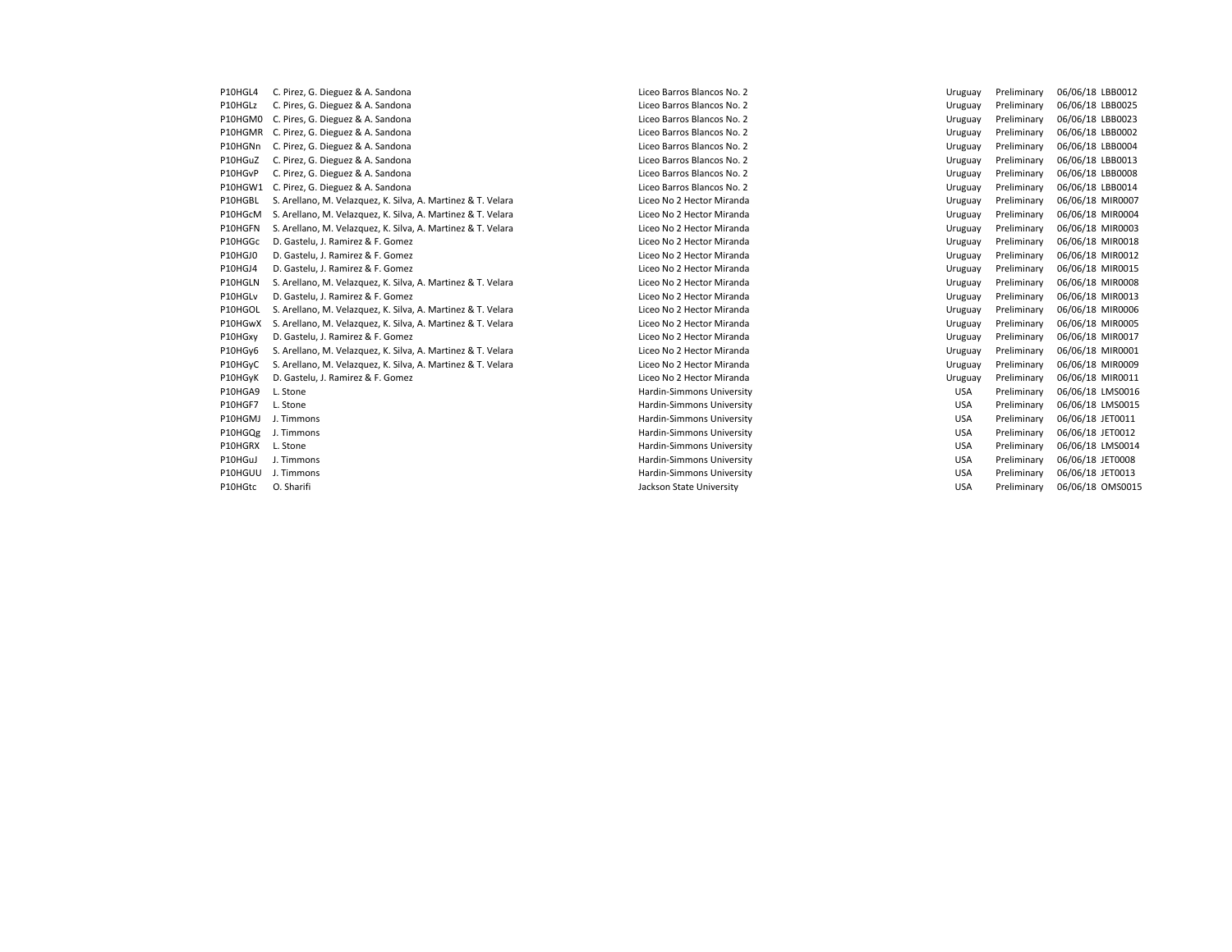| | | | | | | |
|---|---|---|---|---|---|---|
| P10HGL4 | C. Pirez, G. Dieguez & A. Sandona | Liceo Barros Blancos No. 2 | Uruguay | Preliminary | 06/06/18 | LBB0012 |
| P10HGLz | C. Pires, G. Dieguez & A. Sandona | Liceo Barros Blancos No. 2 | Uruguay | Preliminary | 06/06/18 | LBB0025 |
| P10HGM0 | C. Pires, G. Dieguez & A. Sandona | Liceo Barros Blancos No. 2 | Uruguay | Preliminary | 06/06/18 | LBB0023 |
| P10HGMR | C. Pirez, G. Dieguez & A. Sandona | Liceo Barros Blancos No. 2 | Uruguay | Preliminary | 06/06/18 | LBB0002 |
| P10HGNn | C. Pirez, G. Dieguez & A. Sandona | Liceo Barros Blancos No. 2 | Uruguay | Preliminary | 06/06/18 | LBB0004 |
| P10HGuZ | C. Pirez, G. Dieguez & A. Sandona | Liceo Barros Blancos No. 2 | Uruguay | Preliminary | 06/06/18 | LBB0013 |
| P10HGvP | C. Pirez, G. Dieguez & A. Sandona | Liceo Barros Blancos No. 2 | Uruguay | Preliminary | 06/06/18 | LBB0008 |
| P10HGW1 | C. Pirez, G. Dieguez & A. Sandona | Liceo Barros Blancos No. 2 | Uruguay | Preliminary | 06/06/18 | LBB0014 |
| P10HGBL | S. Arellano, M. Velazquez, K. Silva, A. Martinez & T. Velara | Liceo No 2 Hector Miranda | Uruguay | Preliminary | 06/06/18 | MIR0007 |
| P10HGcM | S. Arellano, M. Velazquez, K. Silva, A. Martinez & T. Velara | Liceo No 2 Hector Miranda | Uruguay | Preliminary | 06/06/18 | MIR0004 |
| P10HGFN | S. Arellano, M. Velazquez, K. Silva, A. Martinez & T. Velara | Liceo No 2 Hector Miranda | Uruguay | Preliminary | 06/06/18 | MIR0003 |
| P10HGGc | D. Gastelu, J. Ramirez & F. Gomez | Liceo No 2 Hector Miranda | Uruguay | Preliminary | 06/06/18 | MIR0018 |
| P10HGJ0 | D. Gastelu, J. Ramirez & F. Gomez | Liceo No 2 Hector Miranda | Uruguay | Preliminary | 06/06/18 | MIR0012 |
| P10HGJ4 | D. Gastelu, J. Ramirez & F. Gomez | Liceo No 2 Hector Miranda | Uruguay | Preliminary | 06/06/18 | MIR0015 |
| P10HGLN | S. Arellano, M. Velazquez, K. Silva, A. Martinez & T. Velara | Liceo No 2 Hector Miranda | Uruguay | Preliminary | 06/06/18 | MIR0008 |
| P10HGLv | D. Gastelu, J. Ramirez & F. Gomez | Liceo No 2 Hector Miranda | Uruguay | Preliminary | 06/06/18 | MIR0013 |
| P10HGOL | S. Arellano, M. Velazquez, K. Silva, A. Martinez & T. Velara | Liceo No 2 Hector Miranda | Uruguay | Preliminary | 06/06/18 | MIR0006 |
| P10HGwX | S. Arellano, M. Velazquez, K. Silva, A. Martinez & T. Velara | Liceo No 2 Hector Miranda | Uruguay | Preliminary | 06/06/18 | MIR0005 |
| P10HGxy | D. Gastelu, J. Ramirez & F. Gomez | Liceo No 2 Hector Miranda | Uruguay | Preliminary | 06/06/18 | MIR0017 |
| P10HGy6 | S. Arellano, M. Velazquez, K. Silva, A. Martinez & T. Velara | Liceo No 2 Hector Miranda | Uruguay | Preliminary | 06/06/18 | MIR0001 |
| P10HGyC | S. Arellano, M. Velazquez, K. Silva, A. Martinez & T. Velara | Liceo No 2 Hector Miranda | Uruguay | Preliminary | 06/06/18 | MIR0009 |
| P10HGyK | D. Gastelu, J. Ramirez & F. Gomez | Liceo No 2 Hector Miranda | Uruguay | Preliminary | 06/06/18 | MIR0011 |
| P10HGA9 | L. Stone | Hardin-Simmons University | USA | Preliminary | 06/06/18 | LMS0016 |
| P10HGF7 | L. Stone | Hardin-Simmons University | USA | Preliminary | 06/06/18 | LMS0015 |
| P10HGMJ | J. Timmons | Hardin-Simmons University | USA | Preliminary | 06/06/18 | JET0011 |
| P10HGQg | J. Timmons | Hardin-Simmons University | USA | Preliminary | 06/06/18 | JET0012 |
| P10HGRX | L. Stone | Hardin-Simmons University | USA | Preliminary | 06/06/18 | LMS0014 |
| P10HGuJ | J. Timmons | Hardin-Simmons University | USA | Preliminary | 06/06/18 | JET0008 |
| P10HGUU | J. Timmons | Hardin-Simmons University | USA | Preliminary | 06/06/18 | JET0013 |
| P10HGtc | O. Sharifi | Jackson State University | USA | Preliminary | 06/06/18 | OMS0015 |